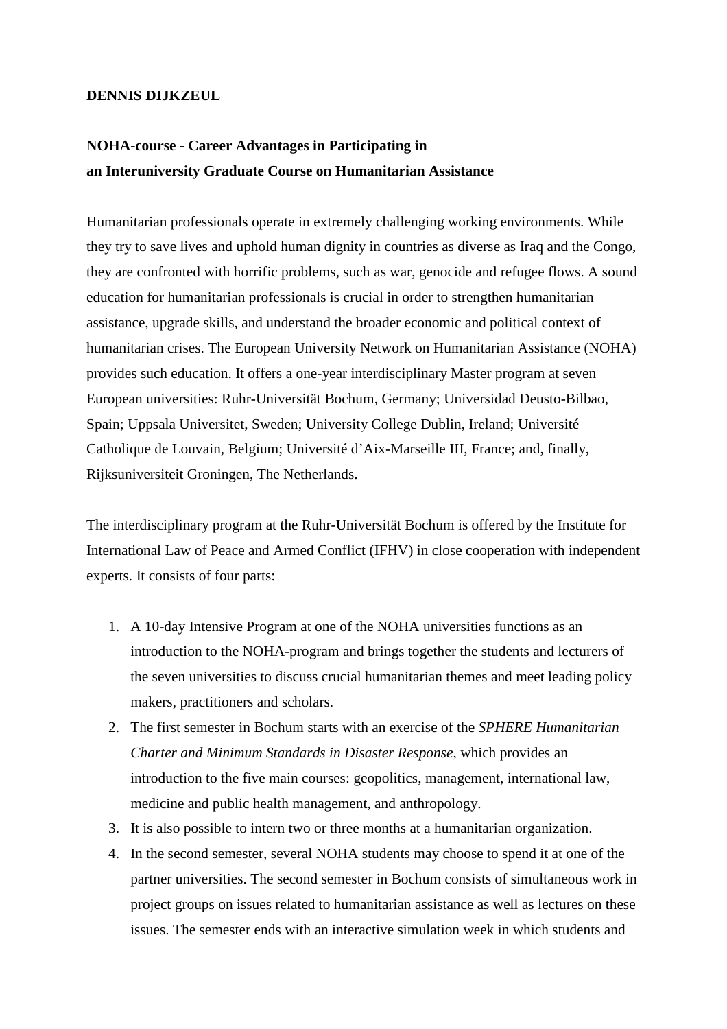**DENNIS DIJKZEUL**

**NOHA-course - Career Advantages in Participating in an Interuniversity Graduate Course on Humanitarian Assistance**

Humanitarian professionals operate in extremely challenging working environments. While they try to save lives and uphold human dignity in countries as diverse as Iraq and the Congo, they are confronted with horrific problems, such as war, genocide and refugee flows. A sound education for humanitarian professionals is crucial in order to strengthen humanitarian assistance, upgrade skills, and understand the broader economic and political context of humanitarian crises. The European University Network on Humanitarian Assistance (NOHA) provides such education. It offers a one-year interdisciplinary Master program at seven European universities: Ruhr-Universität Bochum, Germany; Universidad Deusto-Bilbao, Spain; Uppsala Universitet, Sweden; University College Dublin, Ireland; Université Catholique de Louvain, Belgium; Université d'Aix-Marseille III, France; and, finally, Rijksuniversiteit Groningen, The Netherlands.

The interdisciplinary program at the Ruhr-Universität Bochum is offered by the Institute for International Law of Peace and Armed Conflict (IFHV) in close cooperation with independent experts. It consists of four parts:

1. A 10-day Intensive Program at one of the NOHA universities functions as an introduction to the NOHA-program and brings together the students and lecturers of the seven universities to discuss crucial humanitarian themes and meet leading policy makers, practitioners and scholars.
2. The first semester in Bochum starts with an exercise of the *SPHERE Humanitarian Charter and Minimum Standards in Disaster Response*, which provides an introduction to the five main courses: geopolitics, management, international law, medicine and public health management, and anthropology.
3. It is also possible to intern two or three months at a humanitarian organization.
4. In the second semester, several NOHA students may choose to spend it at one of the partner universities. The second semester in Bochum consists of simultaneous work in project groups on issues related to humanitarian assistance as well as lectures on these issues. The semester ends with an interactive simulation week in which students and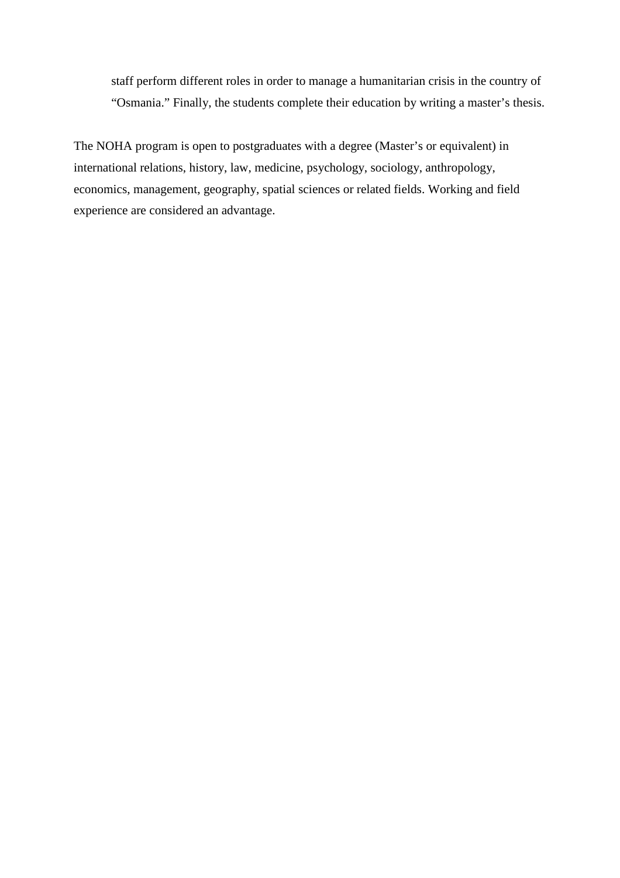staff perform different roles in order to manage a humanitarian crisis in the country of "Osmania." Finally, the students complete their education by writing a master's thesis.

The NOHA program is open to postgraduates with a degree (Master's or equivalent) in international relations, history, law, medicine, psychology, sociology, anthropology, economics, management, geography, spatial sciences or related fields. Working and field experience are considered an advantage.